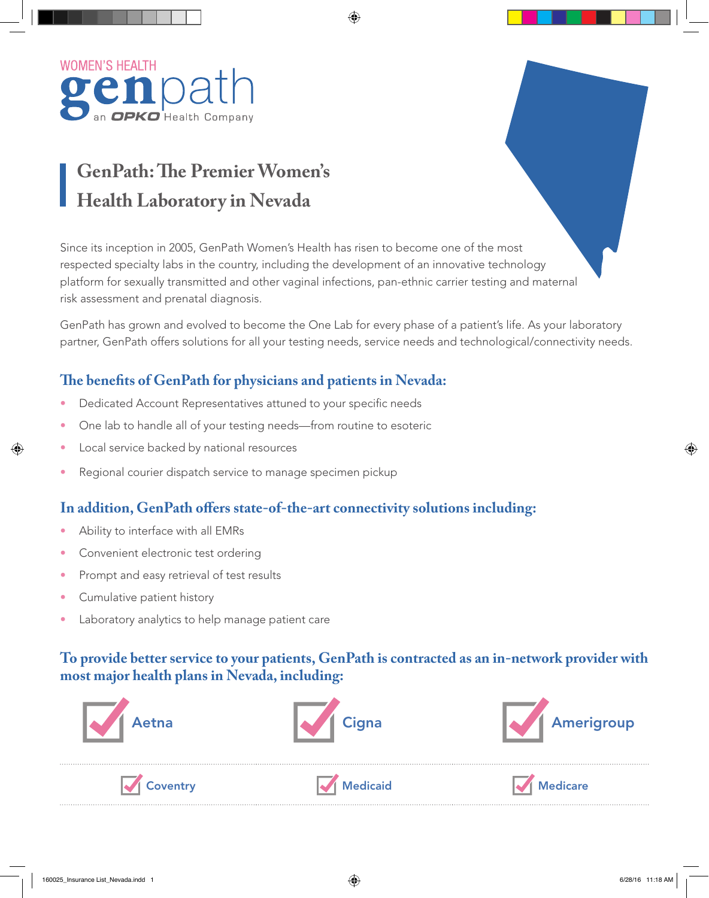WOMEN'S HEALTH

genpath

an OPKO Health Company

# GenPath: The Premier Women's Health Laboratory in Nevada

Since its inception in 2005, GenPath Women's Health has risen to become one of the most respected specialty labs in the country, including the development of an innovative technology platform for sexually transmitted and other vaginal infections, pan-ethnic carrier testing and maternal risk assessment and prenatal diagnosis.

GenPath has grown and evolved to become the One Lab for every phase of a patient's life. As your laboratory partner, GenPath offers solutions for all your testing needs, service needs and technological/connectivity needs.

## The benefits of GenPath for physicians and patients in Nevada:

- Dedicated Account Representatives attuned to your specific needs
- One lab to handle all of your testing needs—from routine to esoteric
- Local service backed by national resources
- Regional courier dispatch service to manage specimen pickup

## In addition, GenPath offers state-of-the-art connectivity solutions including:

- Ability to interface with all EMRs
- Convenient electronic test ordering
- Prompt and easy retrieval of test results
- Cumulative patient history
- Laboratory analytics to help manage patient care

## To provide better service to your patients, GenPath is contracted as an in-network provider with most major health plans in Nevada, including:

- Aetna
- Cigna
- Amerigroup
- Coventry
- Medicaid
- Medicare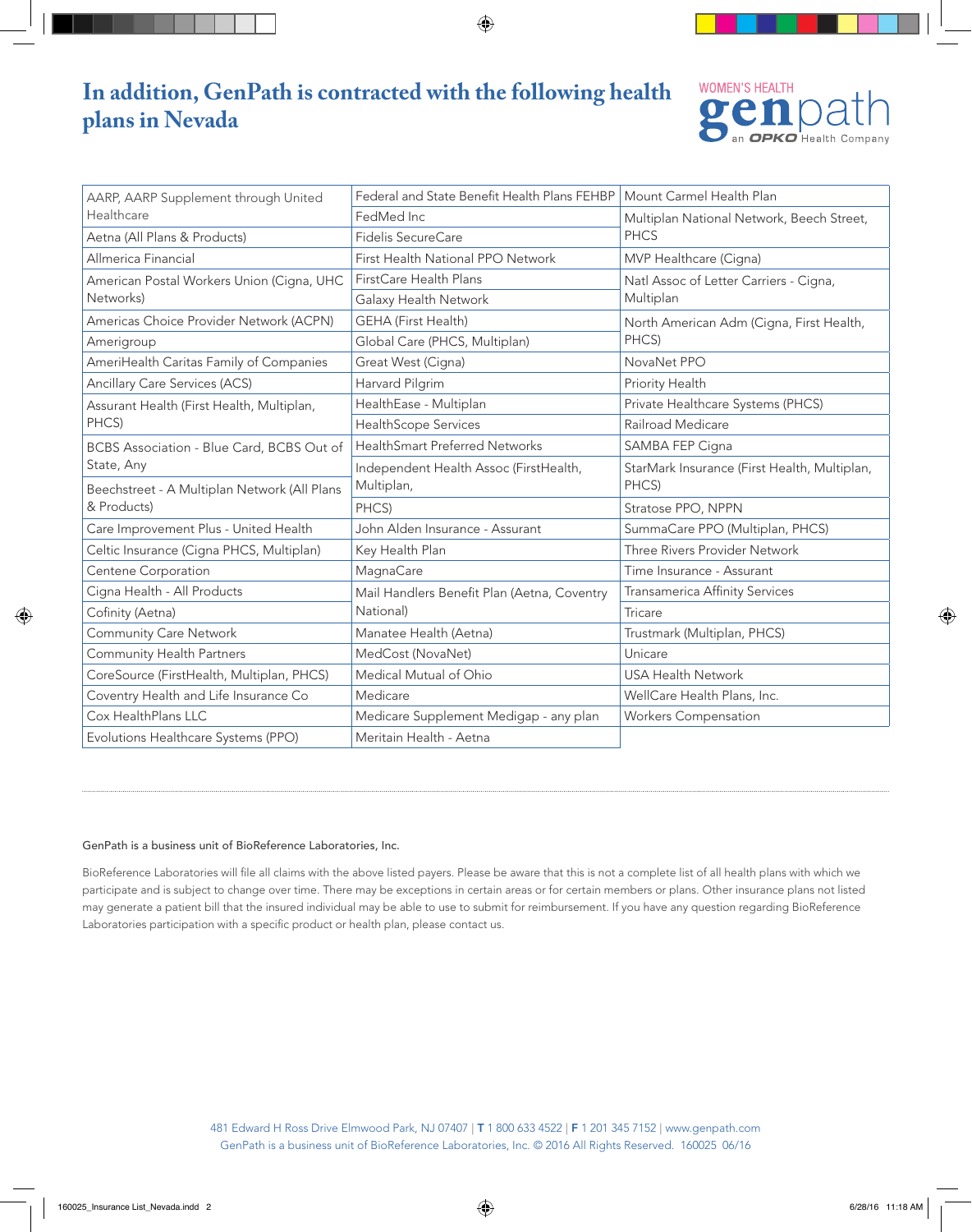# In addition, GenPath is contracted with the following health plans in Nevada

WOMEN'S HEALTH
genpath
an OPKO Health Company

| | | |
|---|---|---|
| AARP, AARP Supplement through United Healthcare | Federal and State Benefit Health Plans FEHBP | Mount Carmel Health Plan |
| | FedMed Inc | Multiplan National Network, Beech Street, PHCS |
| Aetna (All Plans & Products) | Fidelis SecureCare | |
| Allmerica Financial | First Health National PPO Network | MVP Healthcare (Cigna) |
| American Postal Workers Union (Cigna, UHC Networks) | FirstCare Health Plans | Natl Assoc of Letter Carriers - Cigna, Multiplan |
| | Galaxy Health Network | |
| Americas Choice Provider Network (ACPN) | GEHA (First Health) | North American Adm (Cigna, First Health, PHCS) |
| Amerigroup | Global Care (PHCS, Multiplan) | |
| AmeriHealth Caritas Family of Companies | Great West (Cigna) | NovaNet PPO |
| Ancillary Care Services (ACS) | Harvard Pilgrim | Priority Health |
| Assurant Health (First Health, Multiplan, PHCS) | HealthEase - Multiplan | Private Healthcare Systems (PHCS) |
| | HealthScope Services | Railroad Medicare |
| BCBS Association - Blue Card, BCBS Out of State, Any | HealthSmart Preferred Networks | SAMBA FEP Cigna |
| | Independent Health Assoc (FirstHealth, Multiplan, PHCS) | StarMark Insurance (First Health, Multiplan, PHCS) |
| Beechstreet - A Multiplan Network (All Plans & Products) | | Stratose PPO, NPPN |
| Care Improvement Plus - United Health | John Alden Insurance - Assurant | SummaCare PPO (Multiplan, PHCS) |
| Celtic Insurance (Cigna PHCS, Multiplan) | Key Health Plan | Three Rivers Provider Network |
| Centene Corporation | MagnaCare | Time Insurance - Assurant |
| Cigna Health - All Products | Mail Handlers Benefit Plan (Aetna, Coventry National) | Transamerica Affinity Services |
| Cofinity (Aetna) | | Tricare |
| Community Care Network | Manatee Health (Aetna) | Trustmark (Multiplan, PHCS) |
| Community Health Partners | MedCost (NovaNet) | Unicare |
| CoreSource (FirstHealth, Multiplan, PHCS) | Medical Mutual of Ohio | USA Health Network |
| Coventry Health and Life Insurance Co | Medicare | WellCare Health Plans, Inc. |
| Cox HealthPlans LLC | Medicare Supplement Medigap - any plan | Workers Compensation |
| Evolutions Healthcare Systems (PPO) | Meritain Health - Aetna | |

GenPath is a business unit of BioReference Laboratories, Inc.

BioReference Laboratories will file all claims with the above listed payers. Please be aware that this is not a complete list of all health plans with which we participate and is subject to change over time. There may be exceptions in certain areas or for certain members or plans. Other insurance plans not listed may generate a patient bill that the insured individual may be able to use to submit for reimbursement. If you have any question regarding BioReference Laboratories participation with a specific product or health plan, please contact us.

481 Edward H Ross Drive Elmwood Park, NJ 07407 | **T** 1 800 633 4522 | **F** 1 201 345 7152 | www.genpath.com
GenPath is a business unit of BioReference Laboratories, Inc. © 2016 All Rights Reserved. 160025 06/16